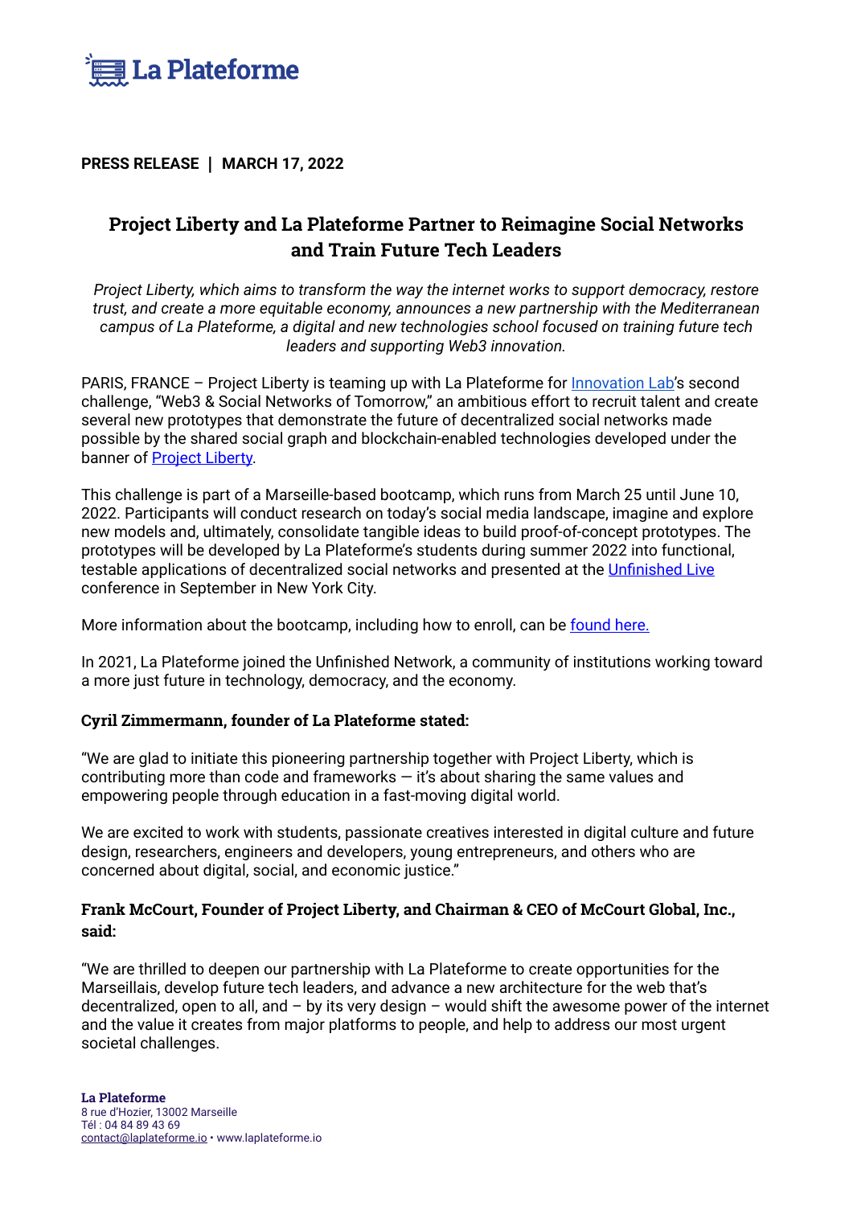**PRESS RELEASE | MARCH 17, 2022**

# Project Liberty and La Plateforme Partner to Reimagine Social Networks and Train Future Tech Leaders

*Project Liberty, which aims to transform the way the internet works to support democracy, restore trust, and create a more equitable economy, announces a new partnership with the Mediterranean campus of La Plateforme, a digital and new technologies school focused on training future tech leaders and supporting Web3 innovation.*

PARIS, FRANCE – Project Liberty is teaming up with La Plateforme for Innovation Lab's second challenge, "Web3 & Social Networks of Tomorrow," an ambitious effort to recruit talent and create several new prototypes that demonstrate the future of decentralized social networks made possible by the shared social graph and blockchain-enabled technologies developed under the banner of Project Liberty.

This challenge is part of a Marseille-based bootcamp, which runs from March 25 until June 10, 2022. Participants will conduct research on today's social media landscape, imagine and explore new models and, ultimately, consolidate tangible ideas to build proof-of-concept prototypes. The prototypes will be developed by La Plateforme's students during summer 2022 into functional, testable applications of decentralized social networks and presented at the Unfinished Live conference in September in New York City.

More information about the bootcamp, including how to enroll, can be found here.

In 2021, La Plateforme joined the Unfinished Network, a community of institutions working toward a more just future in technology, democracy, and the economy.

**Cyril Zimmermann, founder of La Plateforme stated:**

"We are glad to initiate this pioneering partnership together with Project Liberty, which is contributing more than code and frameworks — it's about sharing the same values and empowering people through education in a fast-moving digital world.

We are excited to work with students, passionate creatives interested in digital culture and future design, researchers, engineers and developers, young entrepreneurs, and others who are concerned about digital, social, and economic justice."

**Frank McCourt, Founder of Project Liberty, and Chairman & CEO of McCourt Global, Inc., said:**

"We are thrilled to deepen our partnership with La Plateforme to create opportunities for the Marseillais, develop future tech leaders, and advance a new architecture for the web that's decentralized, open to all, and – by its very design – would shift the awesome power of the internet and the value it creates from major platforms to people, and help to address our most urgent societal challenges.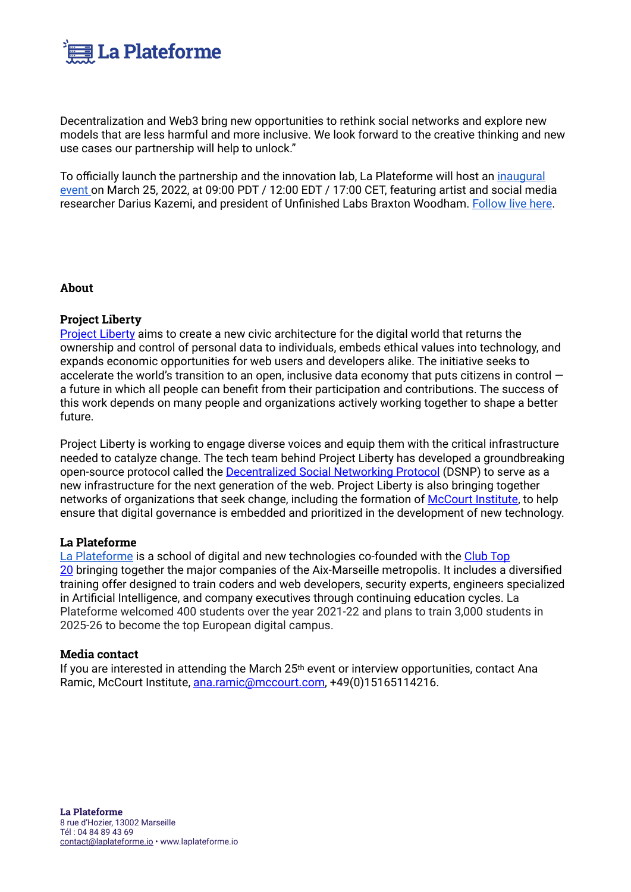Decentralization and Web3 bring new opportunities to rethink social networks and explore new models that are less harmful and more inclusive. We look forward to the creative thinking and new use cases our partnership will help to unlock."

To officially launch the partnership and the innovation lab, La Plateforme will host an inaugural event on March 25, 2022, at 09:00 PDT / 12:00 EDT / 17:00 CET, featuring artist and social media researcher Darius Kazemi, and president of Unfinished Labs Braxton Woodham. Follow live here.

## About

### Project Liberty

Project Liberty aims to create a new civic architecture for the digital world that returns the ownership and control of personal data to individuals, embeds ethical values into technology, and expands economic opportunities for web users and developers alike. The initiative seeks to accelerate the world's transition to an open, inclusive data economy that puts citizens in control — a future in which all people can benefit from their participation and contributions. The success of this work depends on many people and organizations actively working together to shape a better future.

Project Liberty is working to engage diverse voices and equip them with the critical infrastructure needed to catalyze change. The tech team behind Project Liberty has developed a groundbreaking open-source protocol called the Decentralized Social Networking Protocol (DSNP) to serve as a new infrastructure for the next generation of the web. Project Liberty is also bringing together networks of organizations that seek change, including the formation of McCourt Institute, to help ensure that digital governance is embedded and prioritized in the development of new technology.

### La Plateforme

La Plateforme is a school of digital and new technologies co-founded with the Club Top 20 bringing together the major companies of the Aix-Marseille metropolis. It includes a diversified training offer designed to train coders and web developers, security experts, engineers specialized in Artificial Intelligence, and company executives through continuing education cycles. La Plateforme welcomed 400 students over the year 2021-22 and plans to train 3,000 students in 2025-26 to become the top European digital campus.

### Media contact

If you are interested in attending the March 25th event or interview opportunities, contact Ana Ramic, McCourt Institute, ana.ramic@mccourt.com, +49(0)15165114216.

**La Plateforme**
8 rue d'Hozier, 13002 Marseille
Tél : 04 84 89 43 69
contact@laplateforme.io • www.laplateforme.io